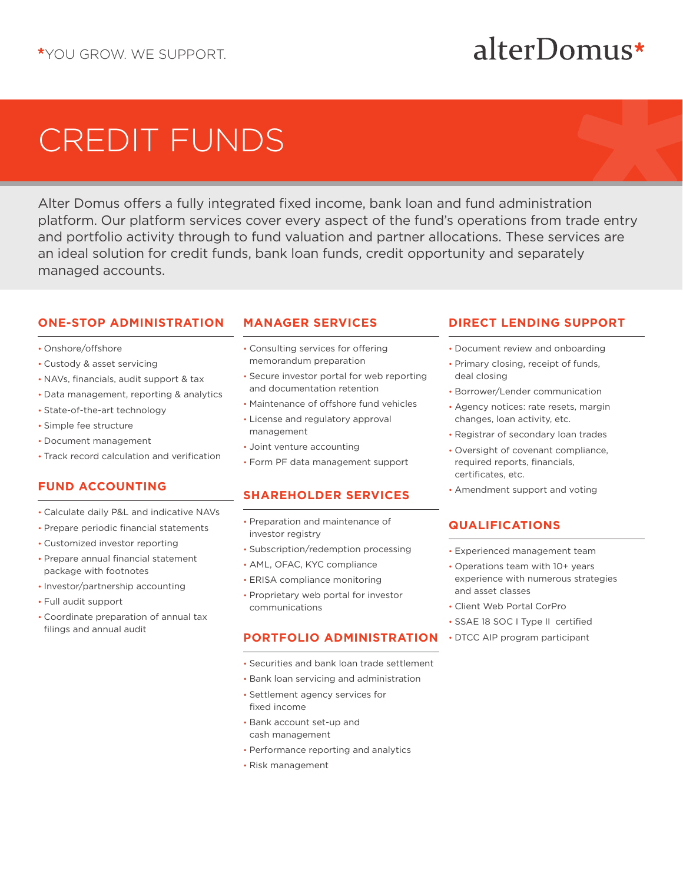*YOU GROW. WE SUPPORT.

alterDomus*

# CREDIT FUNDS

Alter Domus offers a fully integrated fixed income, bank loan and fund administration platform. Our platform services cover every aspect of the fund's operations from trade entry and portfolio activity through to fund valuation and partner allocations. These services are an ideal solution for credit funds, bank loan funds, credit opportunity and separately managed accounts.

## ONE-STOP ADMINISTRATION

- Onshore/offshore
- Custody & asset servicing
- NAVs, financials, audit support & tax
- Data management, reporting & analytics
- State-of-the-art technology
- Simple fee structure
- Document management
- Track record calculation and verification

## FUND ACCOUNTING

- Calculate daily P&L and indicative NAVs
- Prepare periodic financial statements
- Customized investor reporting
- Prepare annual financial statement package with footnotes
- Investor/partnership accounting
- Full audit support
- Coordinate preparation of annual tax filings and annual audit

## MANAGER SERVICES

- Consulting services for offering memorandum preparation
- Secure investor portal for web reporting and documentation retention
- Maintenance of offshore fund vehicles
- License and regulatory approval management
- Joint venture accounting
- Form PF data management support

## SHAREHOLDER SERVICES

- Preparation and maintenance of investor registry
- Subscription/redemption processing
- AML, OFAC, KYC compliance
- ERISA compliance monitoring
- Proprietary web portal for investor communications

## PORTFOLIO ADMINISTRATION

- Securities and bank loan trade settlement
- Bank loan servicing and administration
- Settlement agency services for fixed income
- Bank account set-up and cash management
- Performance reporting and analytics
- Risk management

## DIRECT LENDING SUPPORT

- Document review and onboarding
- Primary closing, receipt of funds, deal closing
- Borrower/Lender communication
- Agency notices: rate resets, margin changes, loan activity, etc.
- Registrar of secondary loan trades
- Oversight of covenant compliance, required reports, financials, certificates, etc.
- Amendment support and voting

## QUALIFICATIONS

- Experienced management team
- Operations team with 10+ years experience with numerous strategies and asset classes
- Client Web Portal CorPro
- SSAE 18 SOC I Type II certified
- DTCC AIP program participant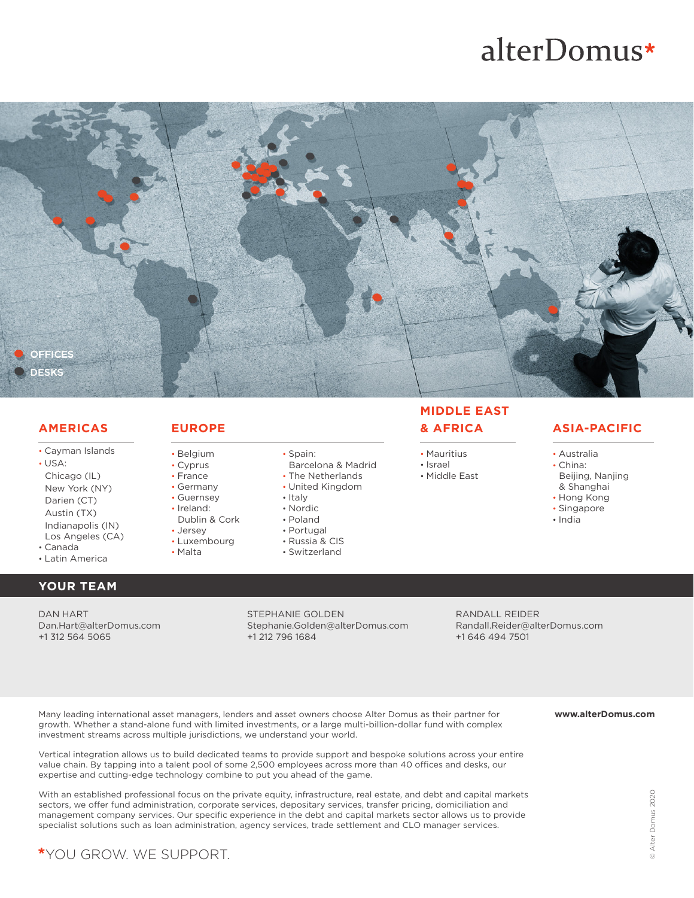alterDomus*

OFFICES
DESKS

## AMERICAS

- Cayman Islands
- USA:
  Chicago (IL)
  New York (NY)
  Darien (CT)
  Austin (TX)
  Indianapolis (IN)
  Los Angeles (CA)
- Canada
- Latin America

## EUROPE

- Belgium
- Cyprus
- France
- Germany
- Guernsey
- Ireland:
  Dublin & Cork
- Jersey
- Luxembourg
- Malta
- Spain:
  Barcelona & Madrid
- The Netherlands
- United Kingdom
- Italy
- Nordic
- Poland
- Portugal
- Russia & CIS
- Switzerland

## MIDDLE EAST & AFRICA

- Mauritius
- Israel
- Middle East

## ASIA-PACIFIC

- Australia
- China:
  Beijing, Nanjing & Shanghai
- Hong Kong
- Singapore
- India

## YOUR TEAM

DAN HART
Dan.Hart@alterDomus.com
+1 312 564 5065

STEPHANIE GOLDEN
Stephanie.Golden@alterDomus.com
+1 212 796 1684

RANDALL REIDER
Randall.Reider@alterDomus.com
+1 646 494 7501

Many leading international asset managers, lenders and asset owners choose Alter Domus as their partner for growth. Whether a stand-alone fund with limited investments, or a large multi-billion-dollar fund with complex investment streams across multiple jurisdictions, we understand your world.

Vertical integration allows us to build dedicated teams to provide support and bespoke solutions across your entire value chain. By tapping into a talent pool of some 2,500 employees across more than 40 offices and desks, our expertise and cutting-edge technology combine to put you ahead of the game.

With an established professional focus on the private equity, infrastructure, real estate, and debt and capital markets sectors, we offer fund administration, corporate services, depositary services, transfer pricing, domiciliation and management company services. Our specific experience in the debt and capital markets sector allows us to provide specialist solutions such as loan administration, agency services, trade settlement and CLO manager services.

**www.alterDomus.com**

*YOU GROW. WE SUPPORT.

© Alter Domus 2020